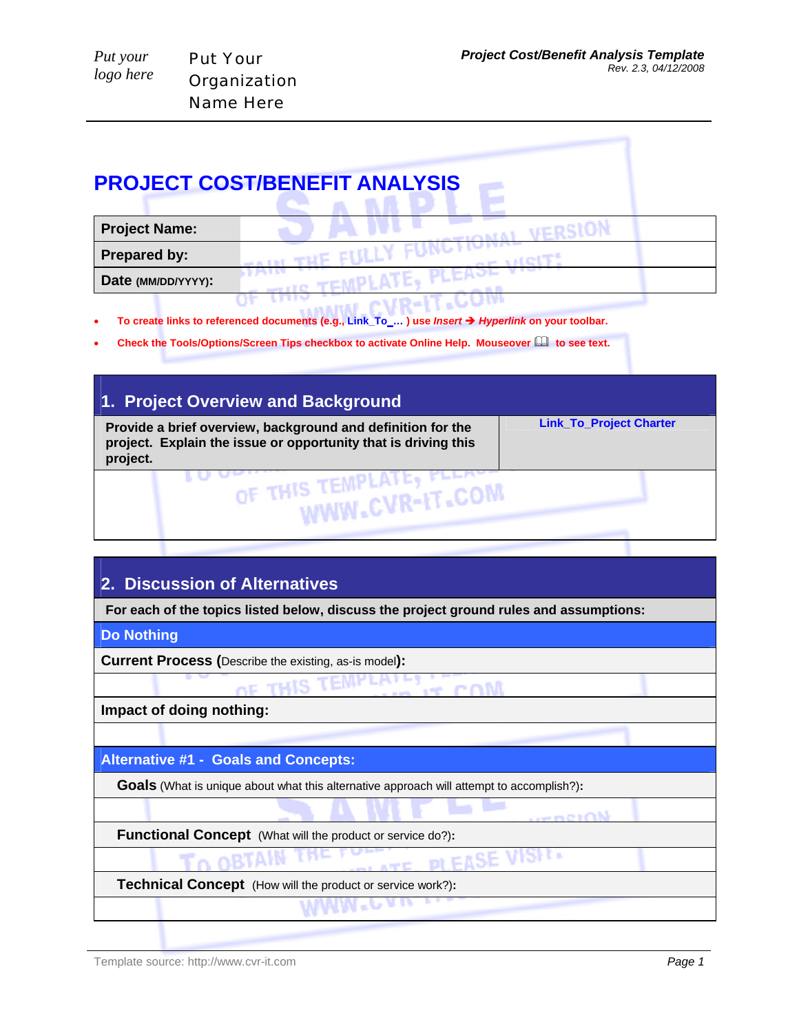Put your logo here

Put Your Organization Name Here

# PROJECT COST/BENEFIT ANALYSIS

| **Project Name:** | |
|---|---|
| **Prepared by:** | |
| **Date** (MM/DD/YYYY): | |

- **To create links to referenced documents (e.g., Link_To_… ) use *Insert* → *Hyperlink* on your toolbar.**
- **Check the Tools/Options/Screen Tips checkbox to activate Online Help. Mouseover 📖 to see text.**

## 1. Project Overview and Background

| **Provide a brief overview, background and definition for the project. Explain the issue or opportunity that is driving this project.** | **Link_To_Project Charter** |
|---|---|
| | |

## 2. Discussion of Alternatives

**For each of the topics listed below, discuss the project ground rules and assumptions:**

### Do Nothing

**Current Process (**Describe the existing, as-is model**):**

**Impact of doing nothing:**

### Alternative #1 - Goals and Concepts:

**Goals** (What is unique about what this alternative approach will attempt to accomplish?)**:**

**Functional Concept** (What will the product or service do?)**:**

**Technical Concept** (How will the product or service work?)**:**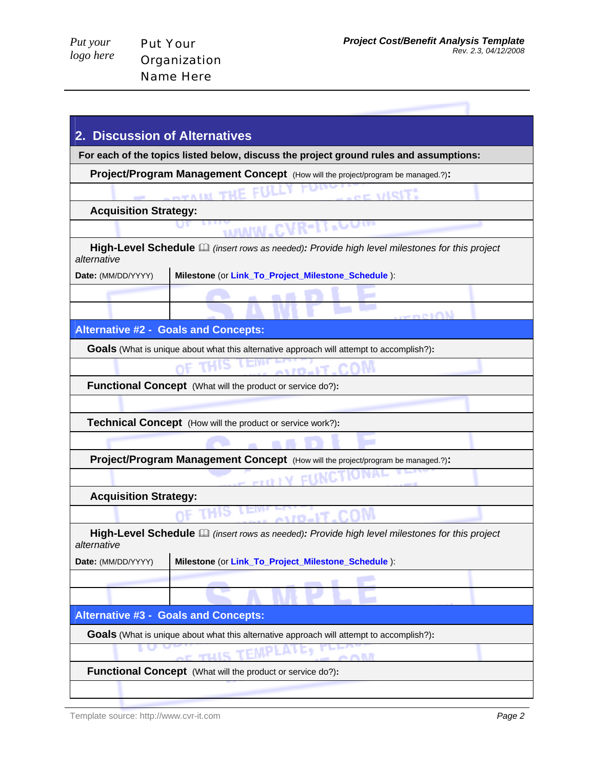## 2. Discussion of Alternatives

**For each of the topics listed below, discuss the project ground rules and assumptions:**

**Project/Program Management Concept** (How will the project/program be managed.?)**:**

**Acquisition Strategy:**

**High-Level Schedule** 🕮 *(insert rows as needed)***:** *Provide high level milestones for this project alternative*

| **Date:** (MM/DD/YYYY) | **Milestone** (or **Link_To_Project_Milestone_Schedule** ): |
|---|---|
| | |
| | |

### Alternative #2 - Goals and Concepts:

**Goals** (What is unique about what this alternative approach will attempt to accomplish?)**:**

**Functional Concept** (What will the product or service do?)**:**

**Technical Concept** (How will the product or service work?)**:**

**Project/Program Management Concept** (How will the project/program be managed.?)**:**

**Acquisition Strategy:**

**High-Level Schedule** 🕮 *(insert rows as needed)***:** *Provide high level milestones for this project alternative*

| **Date:** (MM/DD/YYYY) | **Milestone** (or **Link_To_Project_Milestone_Schedule** ): |
|---|---|
| | |
| | |

### Alternative #3 - Goals and Concepts:

**Goals** (What is unique about what this alternative approach will attempt to accomplish?)**:**

**Functional Concept** (What will the product or service do?)**:**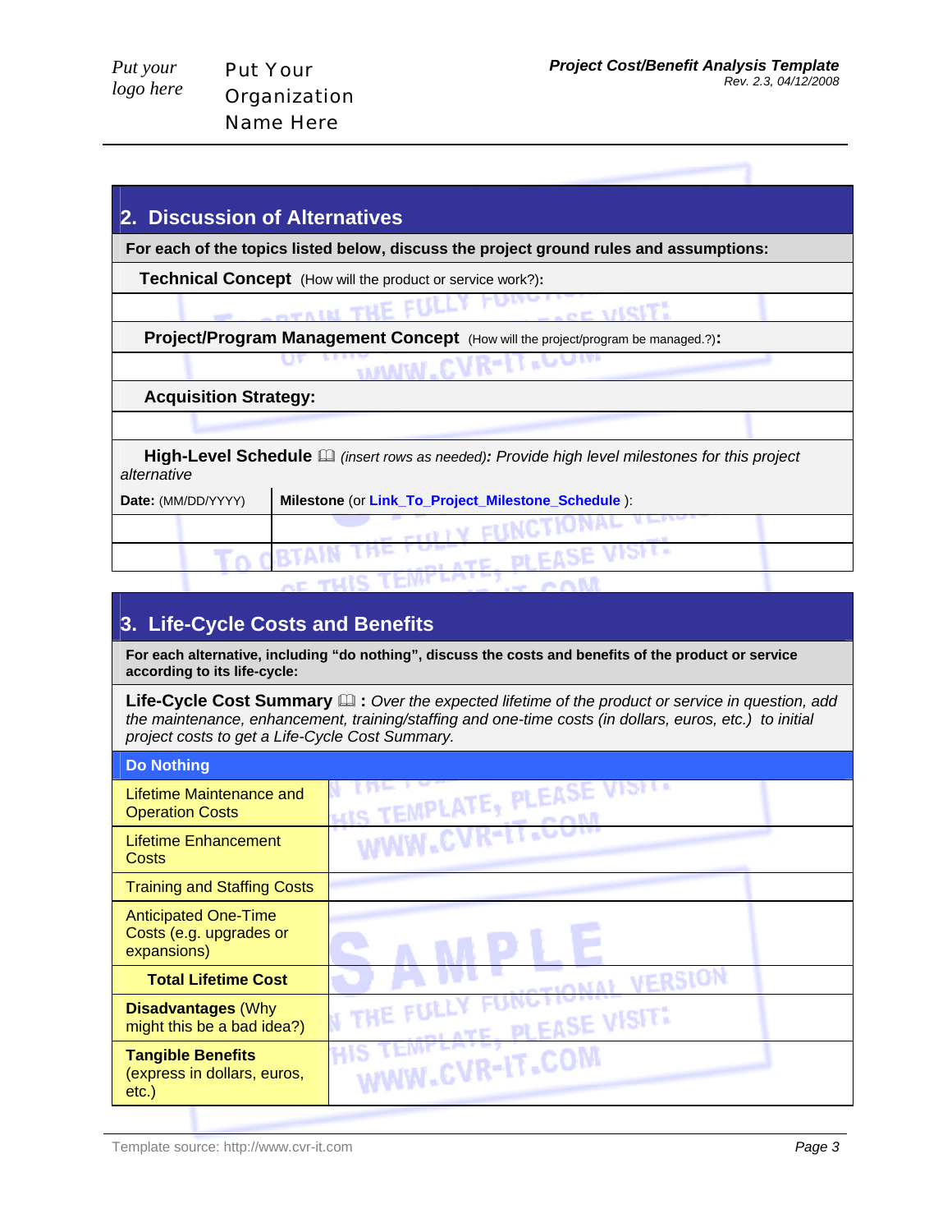## 2. Discussion of Alternatives

**For each of the topics listed below, discuss the project ground rules and assumptions:**

**Technical Concept** (How will the product or service work?)**:**

**Project/Program Management Concept** (How will the project/program be managed.?)**:**

**Acquisition Strategy:**

**High-Level Schedule** 🕮 *(insert rows as needed)***:** *Provide high level milestones for this project alternative*

| **Date:** (MM/DD/YYYY) | **Milestone** (or Link_To_Project_Milestone_Schedule ): |
|---|---|
| | |
| | |

## 3. Life-Cycle Costs and Benefits

**For each alternative, including "do nothing", discuss the costs and benefits of the product or service according to its life-cycle:**

**Life-Cycle Cost Summary** 🕮 **:** *Over the expected lifetime of the product or service in question, add the maintenance, enhancement, training/staffing and one-time costs (in dollars, euros, etc.) to initial project costs to get a Life-Cycle Cost Summary.*

| **Do Nothing** | |
|---|---|
| Lifetime Maintenance and Operation Costs | |
| Lifetime Enhancement Costs | |
| Training and Staffing Costs | |
| Anticipated One-Time Costs (e.g. upgrades or expansions) | |
| **Total Lifetime Cost** | |
| **Disadvantages** (Why might this be a bad idea?) | |
| **Tangible Benefits** (express in dollars, euros, etc.) | |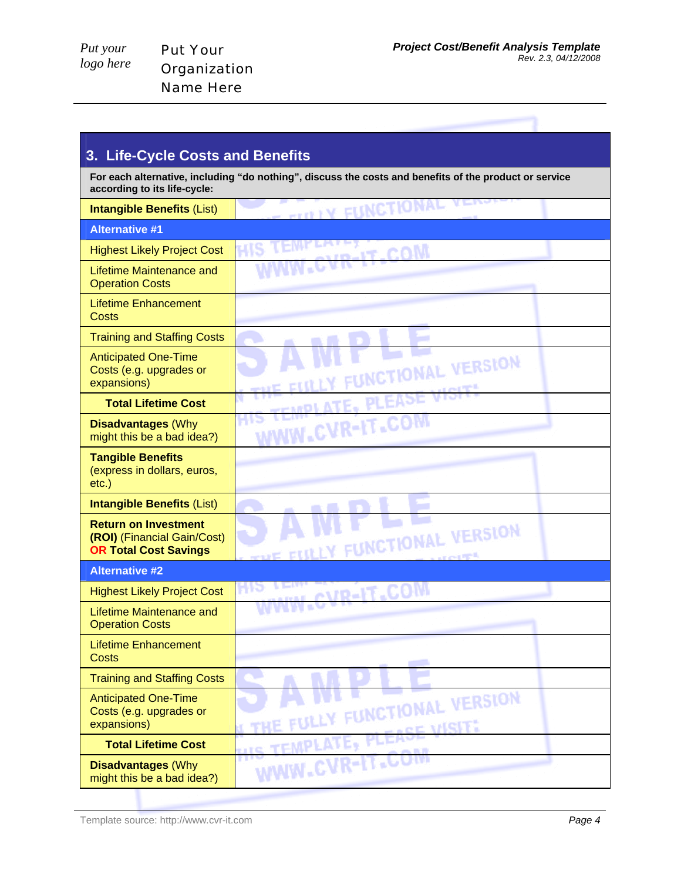## 3. Life-Cycle Costs and Benefits

| For each alternative, including "do nothing", discuss the costs and benefits of the product or service according to its life-cycle: | |
|---|---|
| **Intangible Benefits** (List) | |
| **Alternative #1** | |
| Highest Likely Project Cost | |
| Lifetime Maintenance and Operation Costs | |
| Lifetime Enhancement Costs | |
| Training and Staffing Costs | |
| Anticipated One-Time Costs (e.g. upgrades or expansions) | |
| **Total Lifetime Cost** | |
| **Disadvantages** (Why might this be a bad idea?) | |
| **Tangible Benefits** (express in dollars, euros, etc.) | |
| **Intangible Benefits** (List) | |
| **Return on Investment (ROI)** (Financial Gain/Cost) **OR Total Cost Savings** | |
| **Alternative #2** | |
| Highest Likely Project Cost | |
| Lifetime Maintenance and Operation Costs | |
| Lifetime Enhancement Costs | |
| Training and Staffing Costs | |
| Anticipated One-Time Costs (e.g. upgrades or expansions) | |
| **Total Lifetime Cost** | |
| **Disadvantages** (Why might this be a bad idea?) | |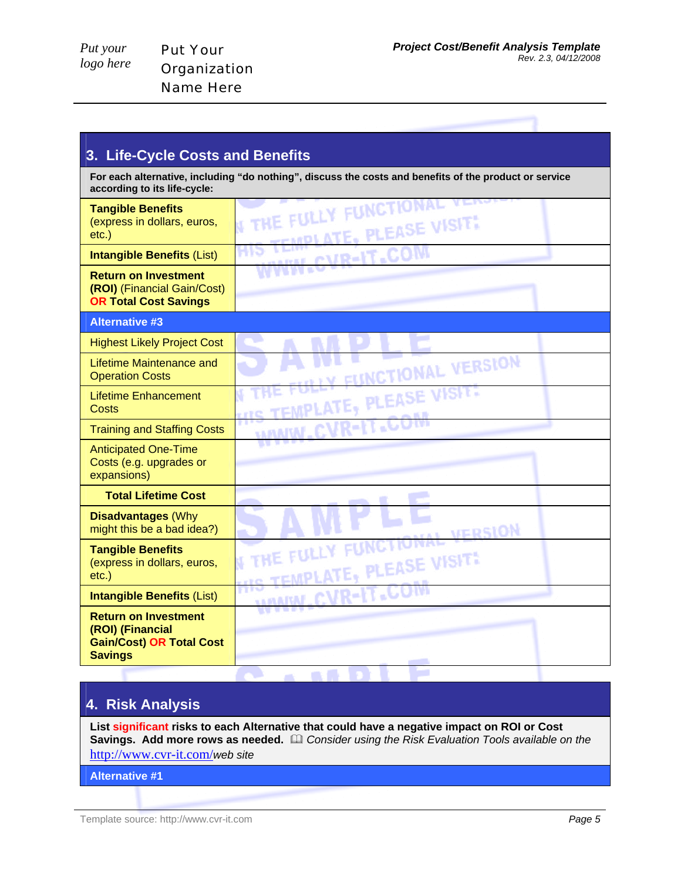## 3. Life-Cycle Costs and Benefits

**For each alternative, including "do nothing", discuss the costs and benefits of the product or service according to its life-cycle:**

| | |
|---|---|
| **Tangible Benefits** (express in dollars, euros, etc.) | |
| **Intangible Benefits** (List) | |
| **Return on Investment (ROI)** (Financial Gain/Cost) **OR Total Cost Savings** | |
| **Alternative #3** | |
| Highest Likely Project Cost | |
| Lifetime Maintenance and Operation Costs | |
| Lifetime Enhancement Costs | |
| Training and Staffing Costs | |
| Anticipated One-Time Costs (e.g. upgrades or expansions) | |
| **Total Lifetime Cost** | |
| **Disadvantages** (Why might this be a bad idea?) | |
| **Tangible Benefits** (express in dollars, euros, etc.) | |
| **Intangible Benefits** (List) | |
| **Return on Investment (ROI) (Financial Gain/Cost) OR Total Cost Savings** | |

## 4. Risk Analysis

**List significant risks to each Alternative that could have a negative impact on ROI or Cost Savings. Add more rows as needed.** *Consider using the Risk Evaluation Tools available on the* http://www.cvr-it.com/ *web site*

**Alternative #1**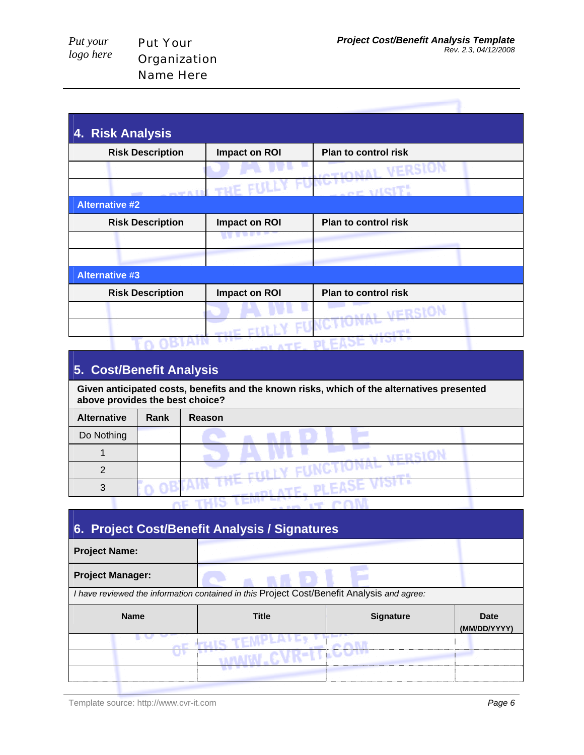## 4. Risk Analysis

| Risk Description | Impact on ROI | Plan to control risk |
|---|---|---|
| | | |
| | | |

**Alternative #2**

| Risk Description | Impact on ROI | Plan to control risk |
|---|---|---|
| | | |
| | | |

**Alternative #3**

| Risk Description | Impact on ROI | Plan to control risk |
|---|---|---|
| | | |
| | | |

## 5. Cost/Benefit Analysis

**Given anticipated costs, benefits and the known risks, which of the alternatives presented above provides the best choice?**

| Alternative | Rank | Reason |
|---|---|---|
| Do Nothing | | |
| 1 | | |
| 2 | | |
| 3 | | |

## 6. Project Cost/Benefit Analysis / Signatures

| **Project Name:** | |
|---|---|
| **Project Manager:** | |

*I have reviewed the information contained in this* Project Cost/Benefit Analysis *and agree:*

| Name | Title | Signature | Date (MM/DD/YYYY) |
|---|---|---|---|
| | | | |
| | | | |
| | | | |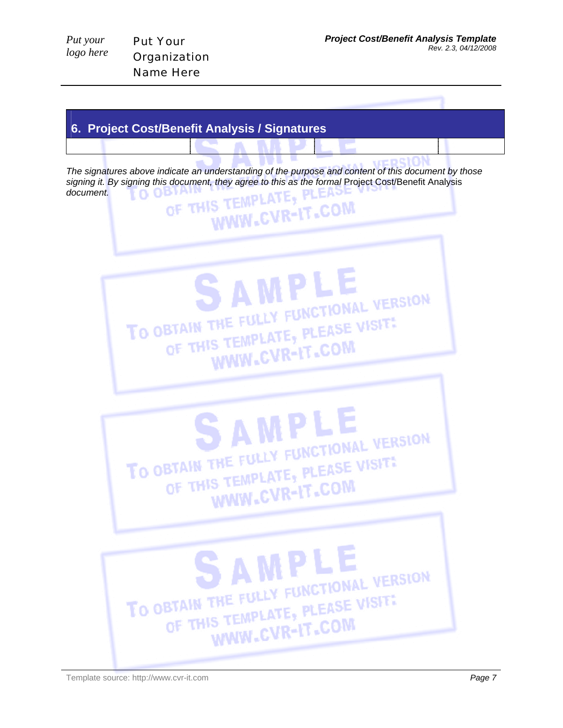## 6. Project Cost/Benefit Analysis / Signatures

| | | | |
|---|---|---|---|
| | | | |

*The signatures above indicate an understanding of the purpose and content of this document by those signing it. By signing this document, they agree to this as the formal* Project Cost/Benefit Analysis *document.*